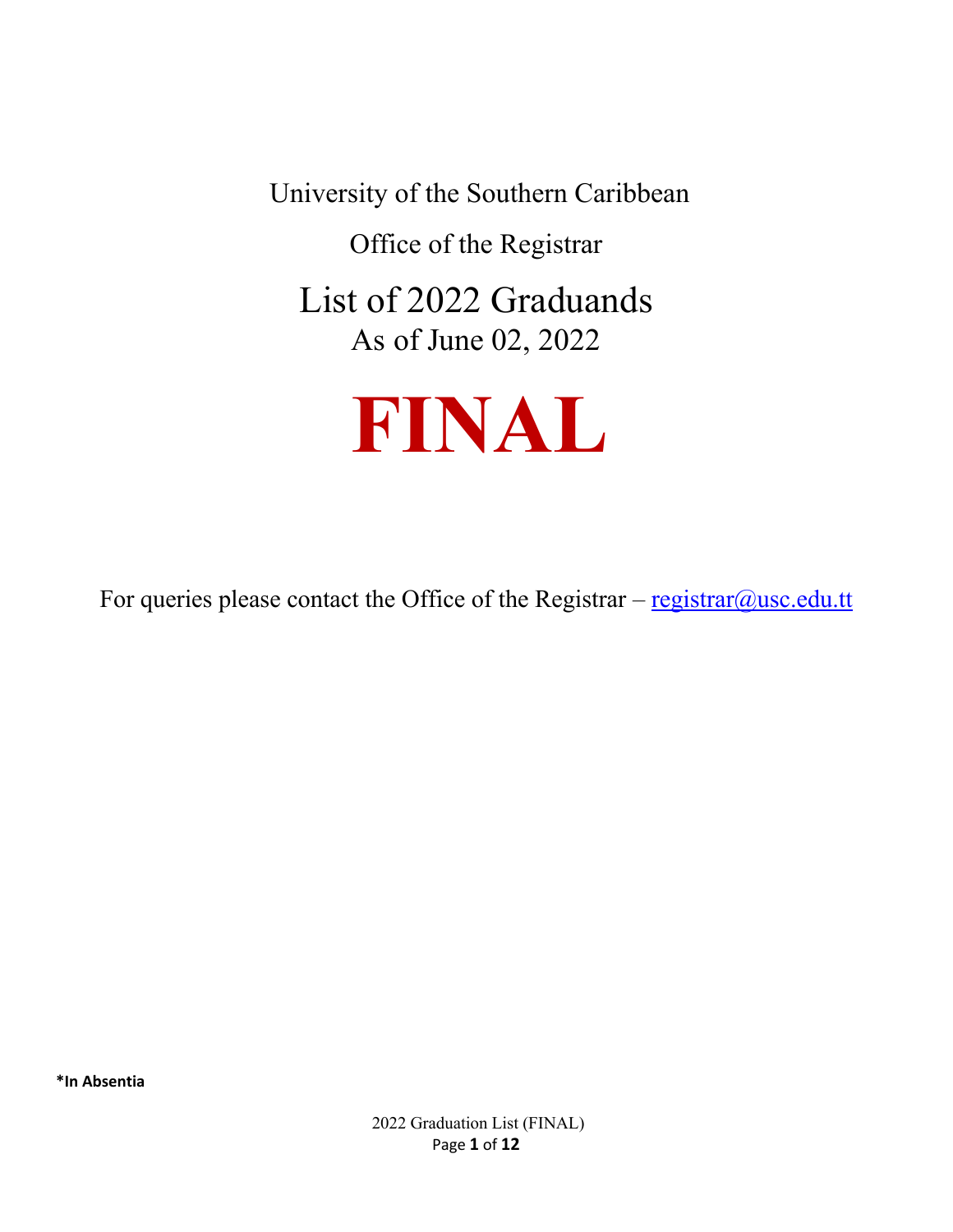University of the Southern Caribbean

Office of the Registrar

# List of 2022 Graduands

As of June 02, 2022

# FINAL

For queries please contact the Office of the Registrar – [registrar@usc.edu.tt](mailto:registrar@usc.edu.tt)

**\*In Absentia**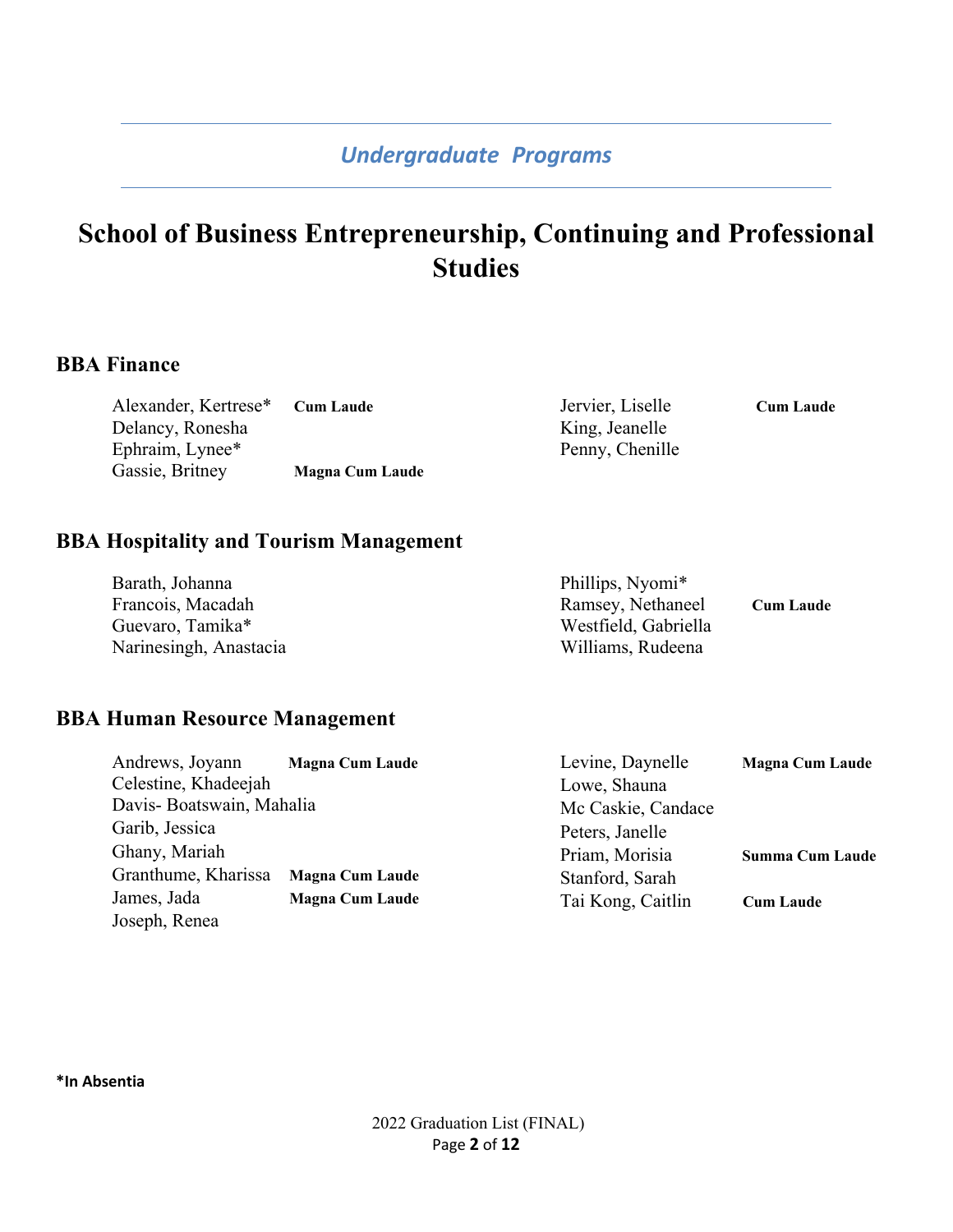*Undergraduate Programs*

# School of Business Entrepreneurship, Continuing and Professional Studies

## BBA Finance

Alexander, Kertrese* **Cum Laude**
Delancy, Ronesha
Ephraim, Lynee*
Gassie, Britney **Magna Cum Laude**
Jervier, Liselle **Cum Laude**
King, Jeanelle
Penny, Chenille

## BBA Hospitality and Tourism Management

Barath, Johanna
Francois, Macadah
Guevaro, Tamika*
Narinesingh, Anastacia
Phillips, Nyomi*
Ramsey, Nethaneel **Cum Laude**
Westfield, Gabriella
Williams, Rudeena

## BBA Human Resource Management

Andrews, Joyann **Magna Cum Laude**
Celestine, Khadeejah
Davis- Boatswain, Mahalia
Garib, Jessica
Ghany, Mariah
Granthume, Kharissa **Magna Cum Laude**
James, Jada **Magna Cum Laude**
Joseph, Renea
Levine, Daynelle **Magna Cum Laude**
Lowe, Shauna
Mc Caskie, Candace
Peters, Janelle
Priam, Morisia **Summa Cum Laude**
Stanford, Sarah
Tai Kong, Caitlin **Cum Laude**

***In Absentia**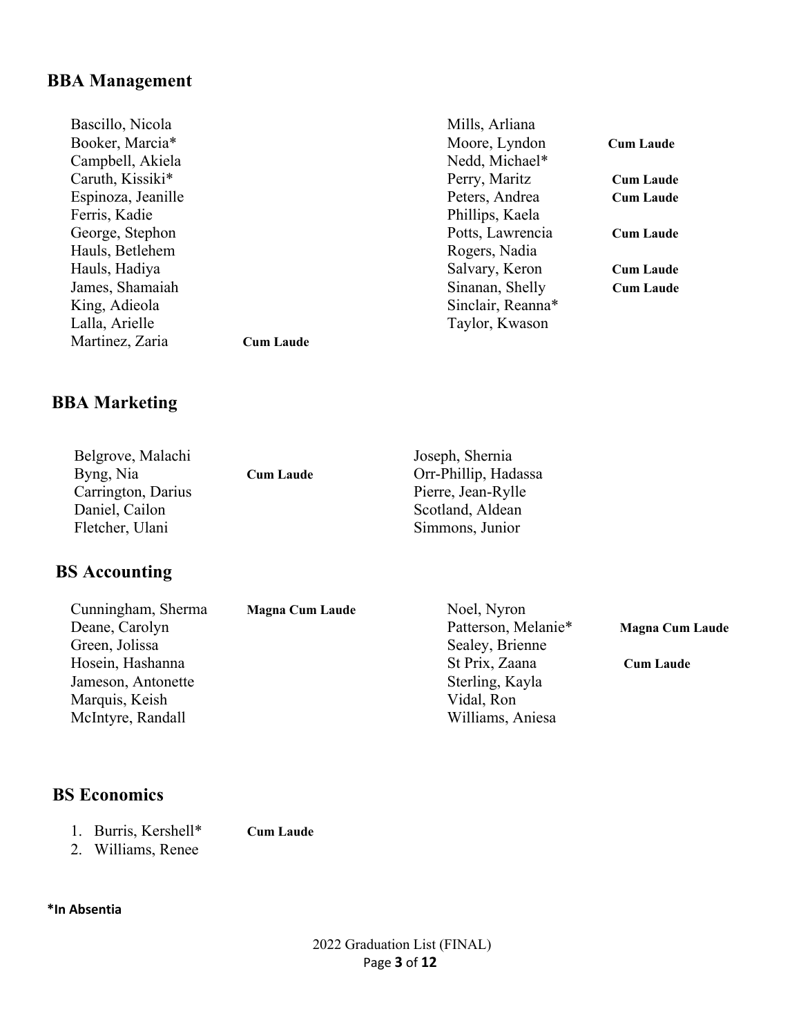## BBA Management

Bascillo, Nicola
Booker, Marcia*
Campbell, Akiela
Caruth, Kissiki*
Espinoza, Jeanille
Ferris, Kadie
George, Stephon
Hauls, Betlehem
Hauls, Hadiya
James, Shamaiah
King, Adieola
Lalla, Arielle
Martinez, Zaria **Cum Laude**
Mills, Arliana
Moore, Lyndon **Cum Laude**
Nedd, Michael*
Perry, Maritz **Cum Laude**
Peters, Andrea **Cum Laude**
Phillips, Kaela
Potts, Lawrencia **Cum Laude**
Rogers, Nadia
Salvary, Keron **Cum Laude**
Sinanan, Shelly **Cum Laude**
Sinclair, Reanna*
Taylor, Kwason

## BBA Marketing

Belgrove, Malachi
Byng, Nia **Cum Laude**
Carrington, Darius
Daniel, Cailon
Fletcher, Ulani
Joseph, Shernia
Orr-Phillip, Hadassa
Pierre, Jean-Rylle
Scotland, Aldean
Simmons, Junior

## BS Accounting

Cunningham, Sherma **Magna Cum Laude**
Deane, Carolyn
Green, Jolissa
Hosein, Hashanna
Jameson, Antonette
Marquis, Keish
McIntyre, Randall
Noel, Nyron
Patterson, Melanie* **Magna Cum Laude**
Sealey, Brienne
St Prix, Zaana **Cum Laude**
Sterling, Kayla
Vidal, Ron
Williams, Aniesa

## BS Economics

1. Burris, Kershell* **Cum Laude**
2. Williams, Renee

***In Absentia**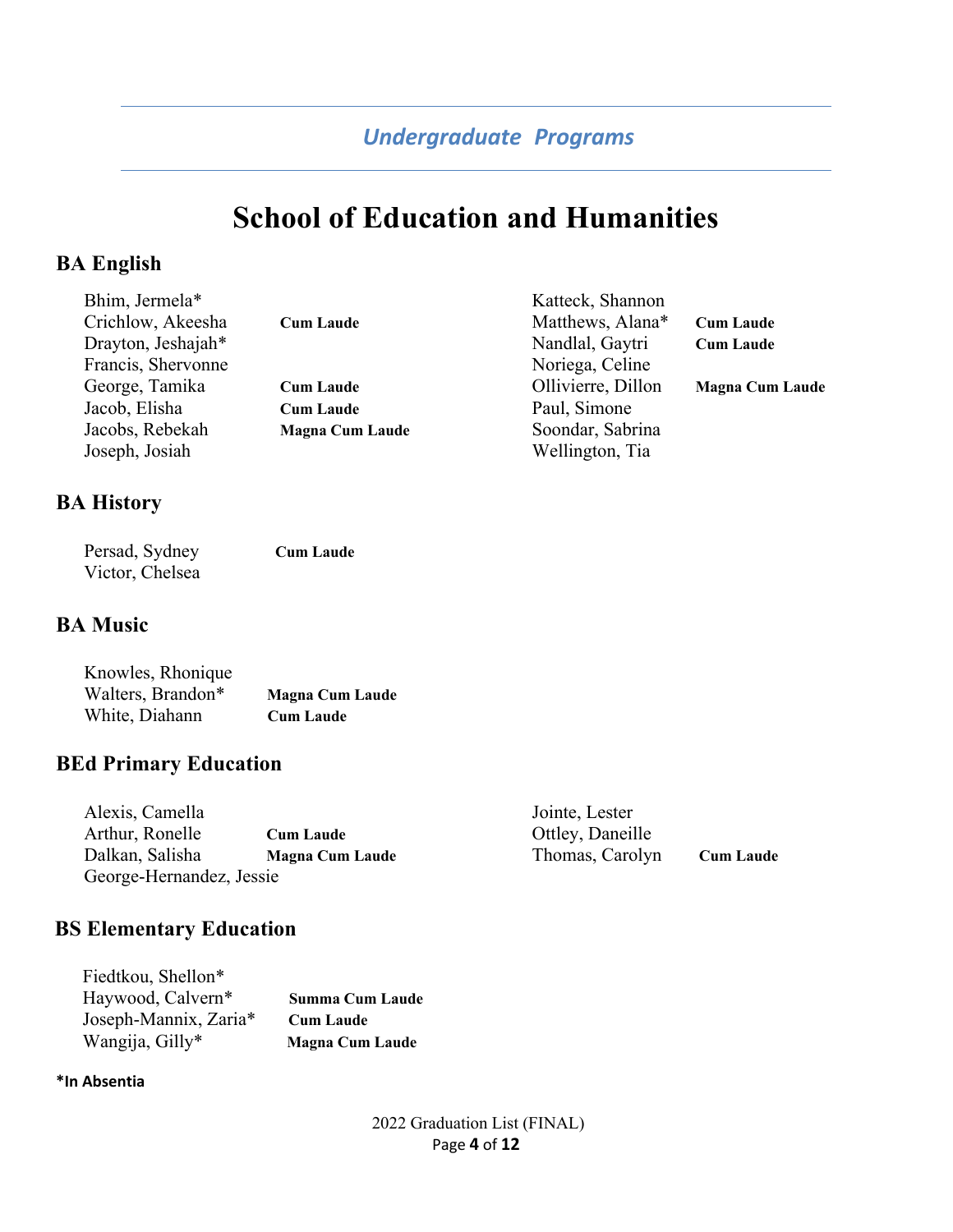## *Undergraduate Programs*

# School of Education and Humanities

### BA English

Bhim, Jermela*
Crichlow, Akeesha **Cum Laude**
Drayton, Jeshajah*
Francis, Shervonne
George, Tamika **Cum Laude**
Jacob, Elisha **Cum Laude**
Jacobs, Rebekah **Magna Cum Laude**
Joseph, Josiah
Katteck, Shannon
Matthews, Alana* **Cum Laude**
Nandlal, Gaytri **Cum Laude**
Noriega, Celine
Ollivierre, Dillon **Magna Cum Laude**
Paul, Simone
Soondar, Sabrina
Wellington, Tia

### BA History

Persad, Sydney **Cum Laude**
Victor, Chelsea

### BA Music

Knowles, Rhonique
Walters, Brandon* **Magna Cum Laude**
White, Diahann **Cum Laude**

### BEd Primary Education

Alexis, Camella
Arthur, Ronelle **Cum Laude**
Dalkan, Salisha **Magna Cum Laude**
George-Hernandez, Jessie
Jointe, Lester
Ottley, Daneille
Thomas, Carolyn **Cum Laude**

### BS Elementary Education

Fiedtkou, Shellon*
Haywood, Calvern* **Summa Cum Laude**
Joseph-Mannix, Zaria* **Cum Laude**
Wangija, Gilly* **Magna Cum Laude**

**\*In Absentia**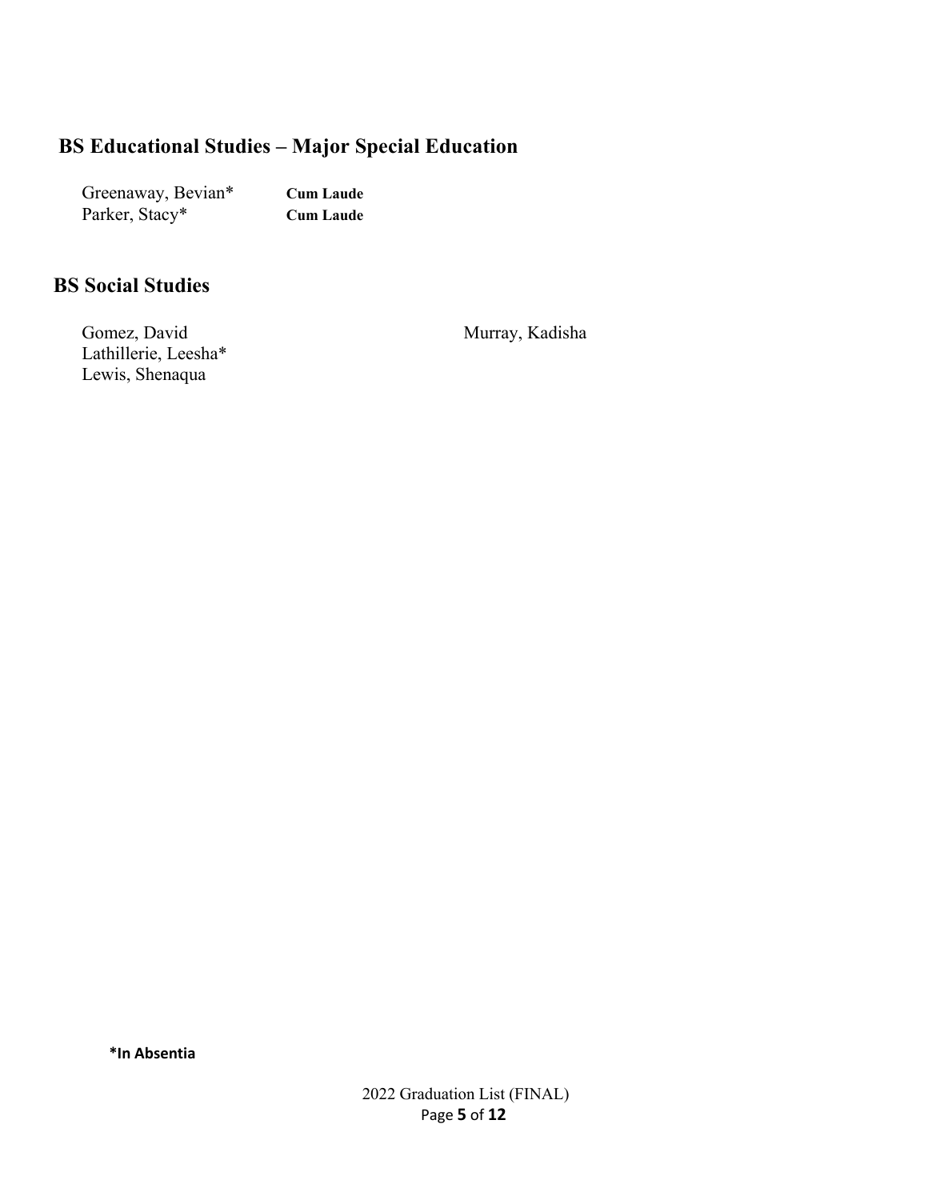## BS Educational Studies – Major Special Education

Greenaway, Bevian* **Cum Laude**
Parker, Stacy* **Cum Laude**

## BS Social Studies

Gomez, David
Lathillerie, Leesha*
Lewis, Shenaqua
Murray, Kadisha

**\*In Absentia**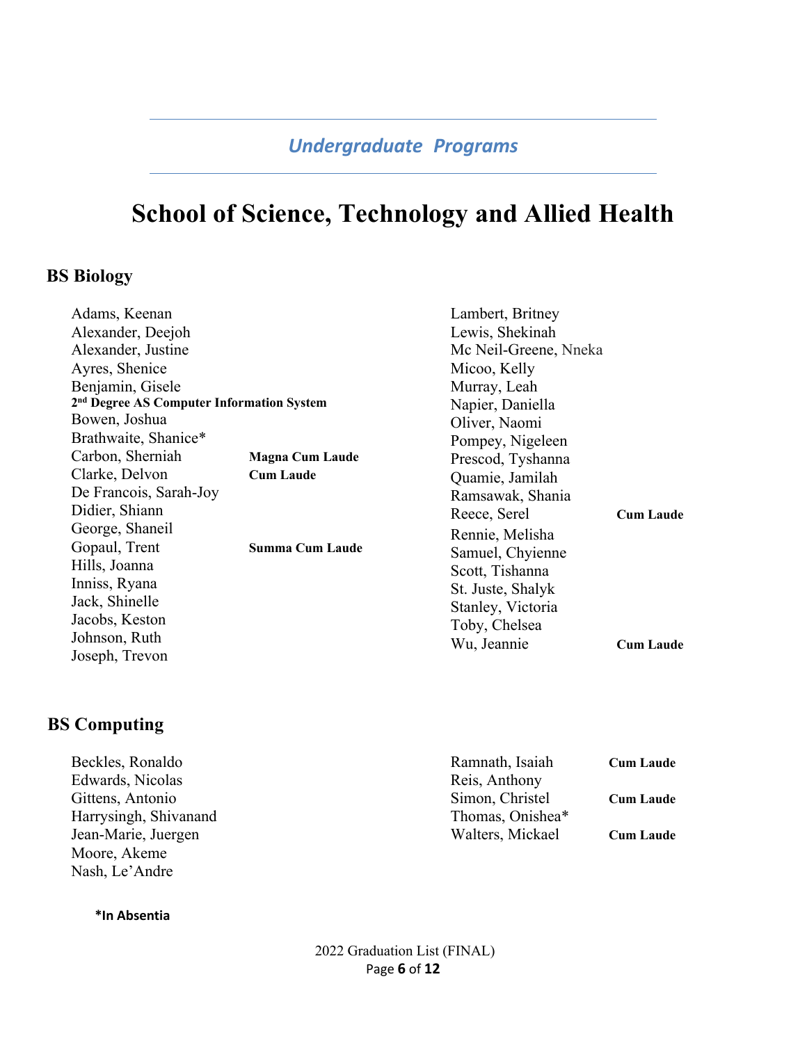*Undergraduate Programs*

# School of Science, Technology and Allied Health

## BS Biology

Adams, Keenan
Alexander, Deejoh
Alexander, Justine
Ayres, Shenice
Benjamin, Gisele
**2nd Degree AS Computer Information System**
Bowen, Joshua
Brathwaite, Shanice*
Carbon, Sherniah **Magna Cum Laude**
Clarke, Delvon **Cum Laude**
De Francois, Sarah-Joy
Didier, Shiann
George, Shaneil
Gopaul, Trent **Summa Cum Laude**
Hills, Joanna
Inniss, Ryana
Jack, Shinelle
Jacobs, Keston
Johnson, Ruth
Joseph, Trevon
Lambert, Britney
Lewis, Shekinah
Mc Neil-Greene, Nneka
Micoo, Kelly
Murray, Leah
Napier, Daniella
Oliver, Naomi
Pompey, Nigeleen
Prescod, Tyshanna
Quamie, Jamilah
Ramsawak, Shania
Reece, Serel **Cum Laude**
Rennie, Melisha
Samuel, Chyienne
Scott, Tishanna
St. Juste, Shalyk
Stanley, Victoria
Toby, Chelsea
Wu, Jeannie **Cum Laude**

## BS Computing

Beckles, Ronaldo
Edwards, Nicolas
Gittens, Antonio
Harrysingh, Shivanand
Jean-Marie, Juergen
Moore, Akeme
Nash, Le'Andre
Ramnath, Isaiah **Cum Laude**
Reis, Anthony
Simon, Christel **Cum Laude**
Thomas, Onishea*
Walters, Mickael **Cum Laude**

***In Absentia**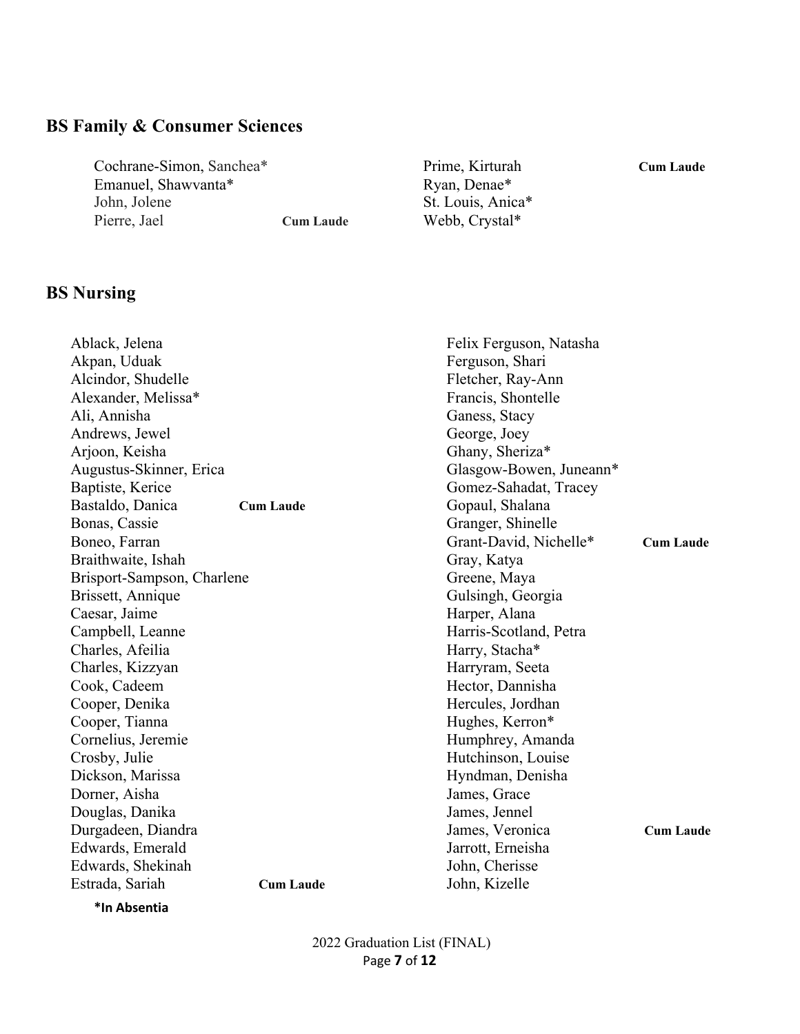## BS Family & Consumer Sciences

- Cochrane-Simon, Sanchea*
- Emanuel, Shawvanta*
- John, Jolene
- Pierre, Jael **Cum Laude**
- Prime, Kirturah **Cum Laude**
- Ryan, Denae*
- St. Louis, Anica*
- Webb, Crystal*

## BS Nursing

- Ablack, Jelena
- Akpan, Uduak
- Alcindor, Shudelle
- Alexander, Melissa*
- Ali, Annisha
- Andrews, Jewel
- Arjoon, Keisha
- Augustus-Skinner, Erica
- Baptiste, Kerice
- Bastaldo, Danica **Cum Laude**
- Bonas, Cassie
- Boneo, Farran
- Braithwaite, Ishah
- Brisport-Sampson, Charlene
- Brissett, Annique
- Caesar, Jaime
- Campbell, Leanne
- Charles, Afeilia
- Charles, Kizzyan
- Cook, Cadeem
- Cooper, Denika
- Cooper, Tianna
- Cornelius, Jeremie
- Crosby, Julie
- Dickson, Marissa
- Dorner, Aisha
- Douglas, Danika
- Durgadeen, Diandra
- Edwards, Emerald
- Edwards, Shekinah
- Estrada, Sariah **Cum Laude**
- Felix Ferguson, Natasha
- Ferguson, Shari
- Fletcher, Ray-Ann
- Francis, Shontelle
- Ganess, Stacy
- George, Joey
- Ghany, Sheriza*
- Glasgow-Bowen, Juneann*
- Gomez-Sahadat, Tracey
- Gopaul, Shalana
- Granger, Shinelle
- Grant-David, Nichelle* **Cum Laude**
- Gray, Katya
- Greene, Maya
- Gulsingh, Georgia
- Harper, Alana
- Harris-Scotland, Petra
- Harry, Stacha*
- Harryram, Seeta
- Hector, Dannisha
- Hercules, Jordhan
- Hughes, Kerron*
- Humphrey, Amanda
- Hutchinson, Louise
- Hyndman, Denisha
- James, Grace
- James, Jennel
- James, Veronica **Cum Laude**
- Jarrott, Erneisha
- John, Cherisse
- John, Kizelle

**\*In Absentia**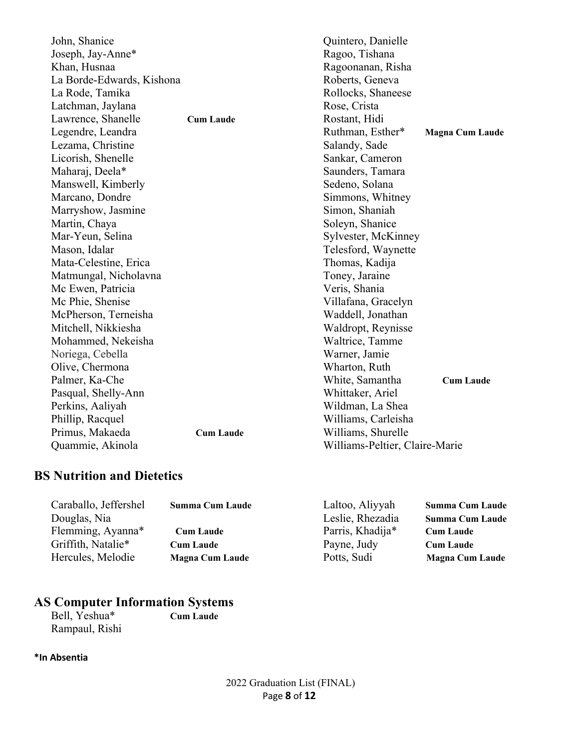John, Shanice
Joseph, Jay-Anne*
Khan, Husnaa
La Borde-Edwards, Kishona
La Rode, Tamika
Latchman, Jaylana
Lawrence, Shanelle **Cum Laude**
Legendre, Leandra
Lezama, Christine
Licorish, Shenelle
Maharaj, Deela*
Manswell, Kimberly
Marcano, Dondre
Marryshow, Jasmine
Martin, Chaya
Mar-Yeun, Selina
Mason, Idalar
Mata-Celestine, Erica
Matmungal, Nicholavna
Mc Ewen, Patricia
Mc Phie, Shenise
McPherson, Terneisha
Mitchell, Nikkiesha
Mohammed, Nekeisha
Noriega, Cebella
Olive, Chermona
Palmer, Ka-Che
Pasqual, Shelly-Ann
Perkins, Aaliyah
Phillip, Racquel
Primus, Makaeda **Cum Laude**
Quammie, Akinola
Quintero, Danielle
Ragoo, Tishana
Ragoonanan, Risha
Roberts, Geneva
Rollocks, Shaneese
Rose, Crista
Rostant, Hidi
Ruthman, Esther* **Magna Cum Laude**
Salandy, Sade
Sankar, Cameron
Saunders, Tamara
Sedeno, Solana
Simmons, Whitney
Simon, Shaniah
Soleyn, Shanice
Sylvester, McKinney
Telesford, Waynette
Thomas, Kadija
Toney, Jaraine
Veris, Shania
Villafana, Gracelyn
Waddell, Jonathan
Waldropt, Reynisse
Waltrice, Tamme
Warner, Jamie
Wharton, Ruth
White, Samantha **Cum Laude**
Whittaker, Ariel
Wildman, La Shea
Williams, Carleisha
Williams, Shurelle
Williams-Peltier, Claire-Marie

## BS Nutrition and Dietetics

Caraballo, Jeffershel **Summa Cum Laude**
Douglas, Nia
Flemming, Ayanna* **Cum Laude**
Griffith, Natalie* **Cum Laude**
Hercules, Melodie **Magna Cum Laude**
Laltoo, Aliyyah **Summa Cum Laude**
Leslie, Rhezadia **Summa Cum Laude**
Parris, Khadija* **Cum Laude**
Payne, Judy **Cum Laude**
Potts, Sudi **Magna Cum Laude**

## AS Computer Information Systems

Bell, Yeshua* **Cum Laude**
Rampaul, Rishi

**\*In Absentia**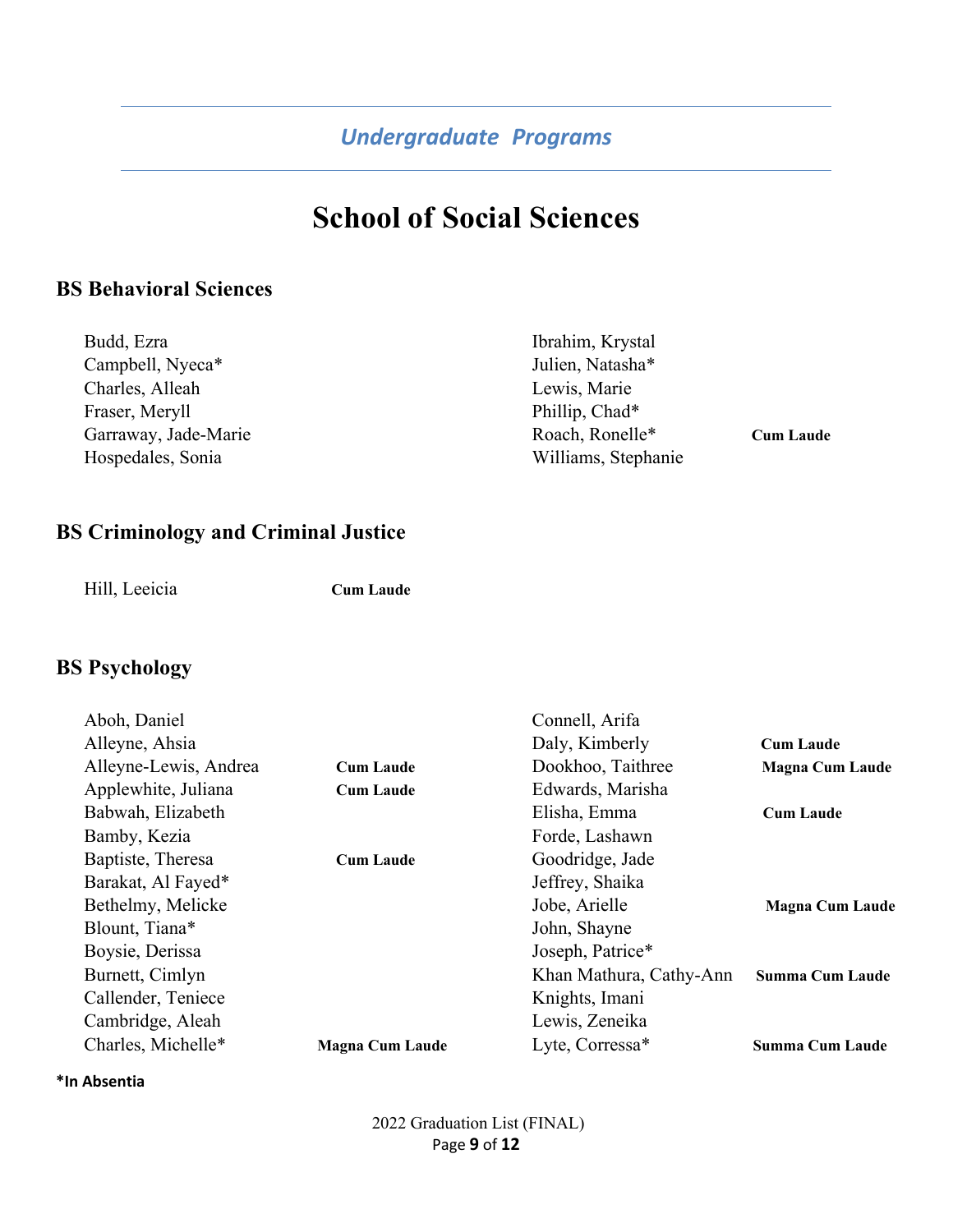## *Undergraduate Programs*

# School of Social Sciences

### BS Behavioral Sciences

- Budd, Ezra
- Campbell, Nyeca*
- Charles, Alleah
- Fraser, Meryll
- Garraway, Jade-Marie
- Hospedales, Sonia
- Ibrahim, Krystal
- Julien, Natasha*
- Lewis, Marie
- Phillip, Chad*
- Roach, Ronelle* — **Cum Laude**
- Williams, Stephanie

### BS Criminology and Criminal Justice

- Hill, Leeicia — **Cum Laude**

### BS Psychology

- Aboh, Daniel
- Alleyne, Ahsia
- Alleyne-Lewis, Andrea — **Cum Laude**
- Applewhite, Juliana — **Cum Laude**
- Babwah, Elizabeth
- Bamby, Kezia
- Baptiste, Theresa — **Cum Laude**
- Barakat, Al Fayed*
- Bethelmy, Melicke
- Blount, Tiana*
- Boysie, Derissa
- Burnett, Cimlyn
- Callender, Teniece
- Cambridge, Aleah
- Charles, Michelle* — **Magna Cum Laude**
- Connell, Arifa
- Daly, Kimberly — **Cum Laude**
- Dookhoo, Taithree — **Magna Cum Laude**
- Edwards, Marisha
- Elisha, Emma — **Cum Laude**
- Forde, Lashawn
- Goodridge, Jade
- Jeffrey, Shaika
- Jobe, Arielle — **Magna Cum Laude**
- John, Shayne
- Joseph, Patrice*
- Khan Mathura, Cathy-Ann — **Summa Cum Laude**
- Knights, Imani
- Lewis, Zeneika
- Lyte, Coressa* — **Summa Cum Laude**

**\*In Absentia**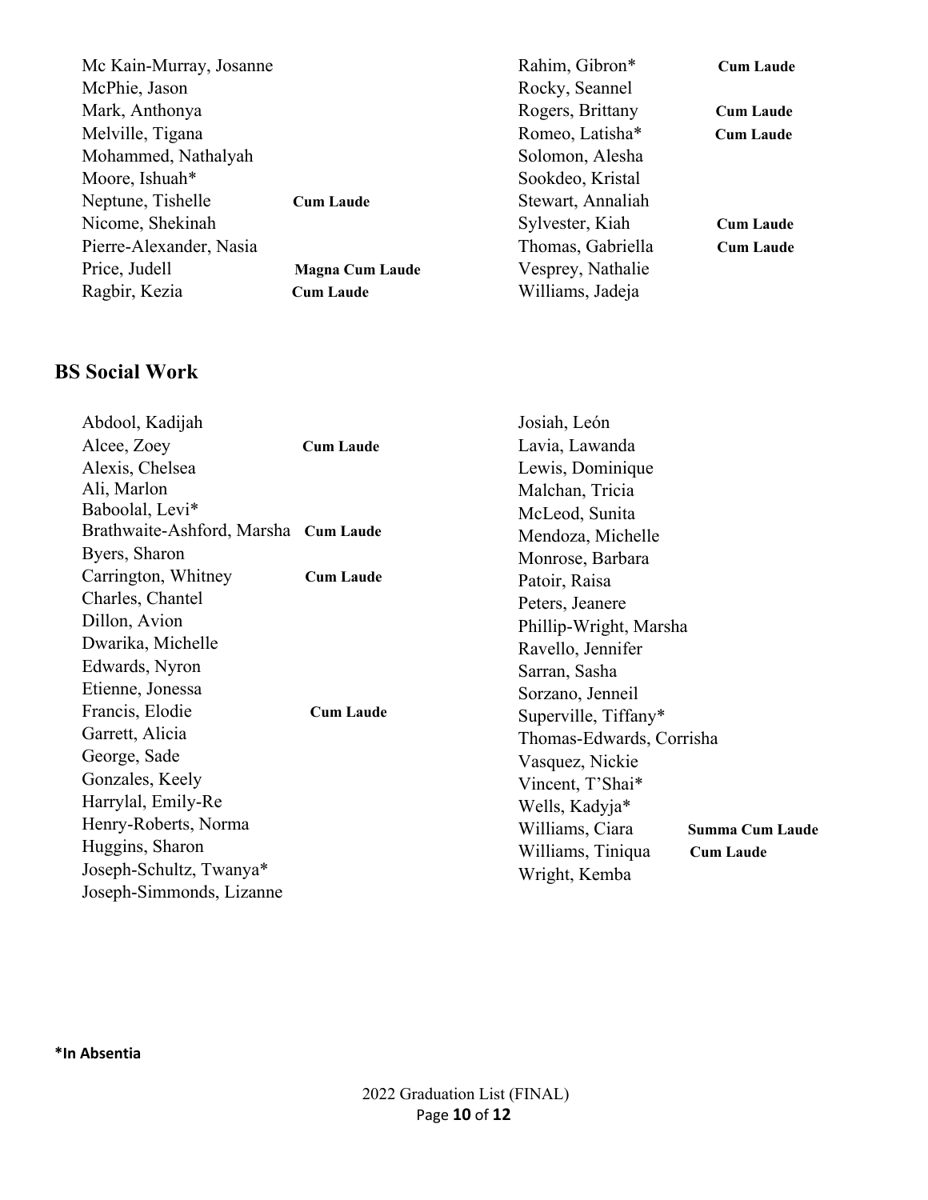Mc Kain-Murray, Josanne
McPhie, Jason
Mark, Anthonya
Melville, Tigana
Mohammed, Nathalyah
Moore, Ishuah*
Neptune, Tishelle **Cum Laude**
Nicome, Shekinah
Pierre-Alexander, Nasia
Price, Judell **Magna Cum Laude**
Ragbir, Kezia **Cum Laude**
Rahim, Gibron* **Cum Laude**
Rocky, Seannel
Rogers, Brittany **Cum Laude**
Romeo, Latisha* **Cum Laude**
Solomon, Alesha
Sookdeo, Kristal
Stewart, Annaliah
Sylvester, Kiah **Cum Laude**
Thomas, Gabriella **Cum Laude**
Vesprey, Nathalie
Williams, Jadeja

## BS Social Work

Abdool, Kadijah
Alcee, Zoey **Cum Laude**
Alexis, Chelsea
Ali, Marlon
Baboolal, Levi*
Brathwaite-Ashford, Marsha **Cum Laude**
Byers, Sharon
Carrington, Whitney **Cum Laude**
Charles, Chantel
Dillon, Avion
Dwarika, Michelle
Edwards, Nyron
Etienne, Jonessa
Francis, Elodie **Cum Laude**
Garrett, Alicia
George, Sade
Gonzales, Keely
Harrylal, Emily-Re
Henry-Roberts, Norma
Huggins, Sharon
Joseph-Schultz, Twanya*
Joseph-Simmonds, Lizanne
Josiah, León
Lavia, Lawanda
Lewis, Dominique
Malchan, Tricia
McLeod, Sunita
Mendoza, Michelle
Monrose, Barbara
Patoir, Raisa
Peters, Jeanere
Phillip-Wright, Marsha
Ravello, Jennifer
Sarran, Sasha
Sorzano, Jenneil
Superville, Tiffany*
Thomas-Edwards, Corrisha
Vasquez, Nickie
Vincent, T'Shai*
Wells, Kadyja*
Williams, Ciara **Summa Cum Laude**
Williams, Tiniqua **Cum Laude**
Wright, Kemba

**\*In Absentia**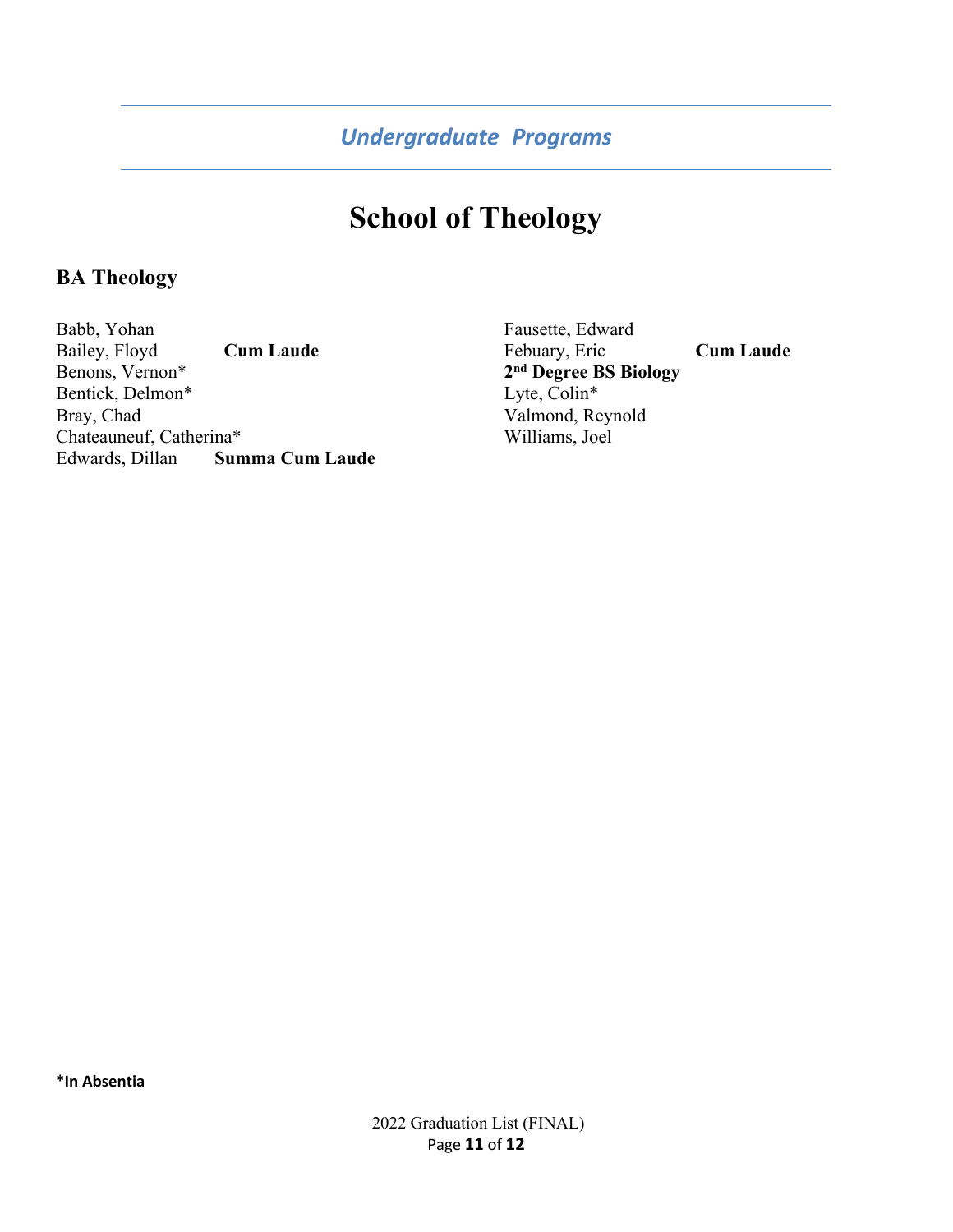## *Undergraduate Programs*

# School of Theology

### BA Theology

Babb, Yohan
Bailey, Floyd **Cum Laude**
Benons, Vernon*
Bentick, Delmon*
Bray, Chad
Chateauneuf, Catherina*
Edwards, Dillan **Summa Cum Laude**
Fausette, Edward
Febuary, Eric **Cum Laude**
**2nd Degree BS Biology**
Lyte, Colin*
Valmond, Reynold
Williams, Joel

***In Absentia**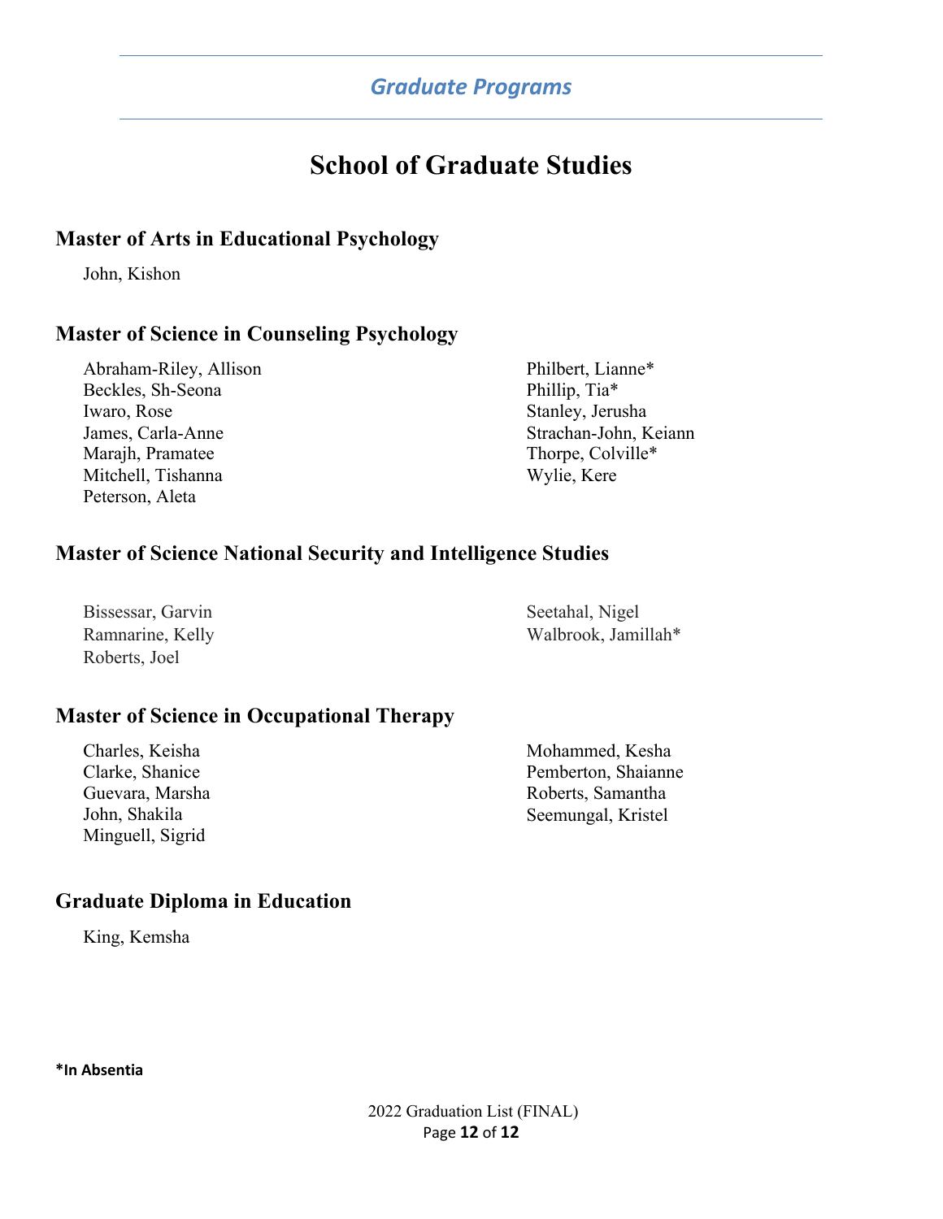*Graduate Programs*

# School of Graduate Studies

## Master of Arts in Educational Psychology

John, Kishon

## Master of Science in Counseling Psychology

Abraham-Riley, Allison
Beckles, Sh-Seona
Iwaro, Rose
James, Carla-Anne
Marajh, Pramatee
Mitchell, Tishanna
Peterson, Aleta
Philbert, Lianne*
Phillip, Tia*
Stanley, Jerusha
Strachan-John, Keiann
Thorpe, Colville*
Wylie, Kere

## Master of Science National Security and Intelligence Studies

Bissessar, Garvin
Ramnarine, Kelly
Roberts, Joel
Seetahal, Nigel
Walbrook, Jamillah*

## Master of Science in Occupational Therapy

Charles, Keisha
Clarke, Shanice
Guevara, Marsha
John, Shakila
Minguell, Sigrid
Mohammed, Kesha
Pemberton, Shaianne
Roberts, Samantha
Seemungal, Kristel

## Graduate Diploma in Education

King, Kemsha

**\*In Absentia**